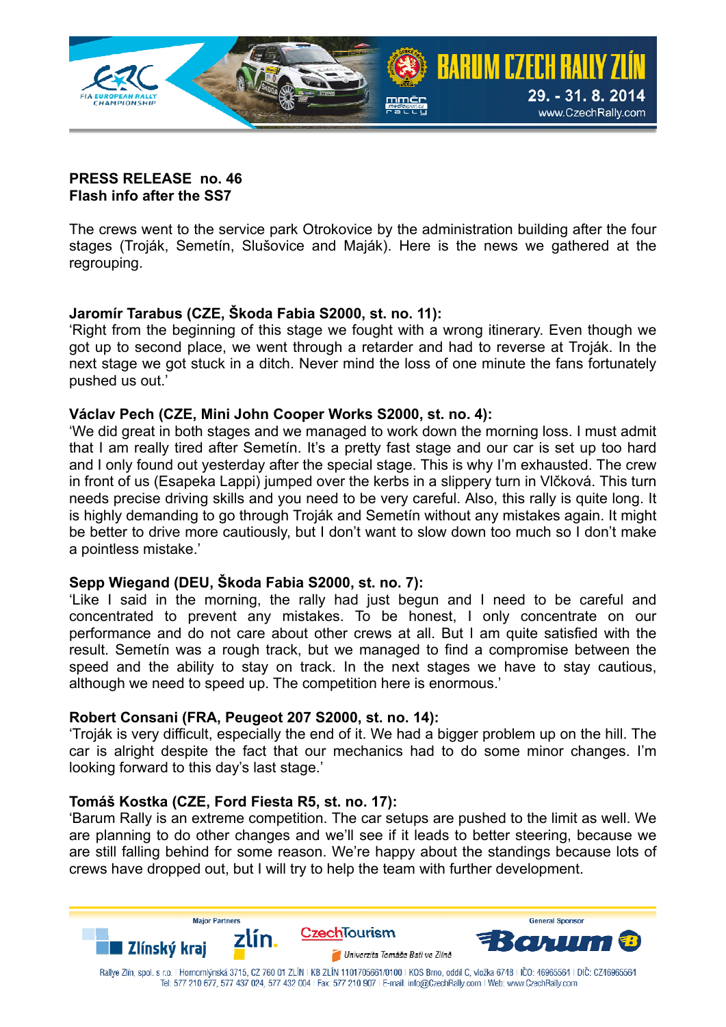**PRESS RELEASE no. 46**
**Flash info after the SS7**

The crews went to the service park Otrokovice by the administration building after the four stages (Troják, Semetín, Slušovice and Maják). Here is the news we gathered at the regrouping.

**Jaromír Tarabus (CZE, Škoda Fabia S2000, st. no. 11):**
'Right from the beginning of this stage we fought with a wrong itinerary. Even though we got up to second place, we went through a retarder and had to reverse at Troják. In the next stage we got stuck in a ditch. Never mind the loss of one minute the fans fortunately pushed us out.'

**Václav Pech (CZE, Mini John Cooper Works S2000, st. no. 4):**
'We did great in both stages and we managed to work down the morning loss. I must admit that I am really tired after Semetín. It's a pretty fast stage and our car is set up too hard and I only found out yesterday after the special stage. This is why I'm exhausted. The crew in front of us (Esapeka Lappi) jumped over the kerbs in a slippery turn in Vlčková. This turn needs precise driving skills and you need to be very careful. Also, this rally is quite long. It is highly demanding to go through Troják and Semetín without any mistakes again. It might be better to drive more cautiously, but I don't want to slow down too much so I don't make a pointless mistake.'

**Sepp Wiegand (DEU, Škoda Fabia S2000, st. no. 7):**
'Like I said in the morning, the rally had just begun and I need to be careful and concentrated to prevent any mistakes. To be honest, I only concentrate on our performance and do not care about other crews at all. But I am quite satisfied with the result. Semetín was a rough track, but we managed to find a compromise between the speed and the ability to stay on track. In the next stages we have to stay cautious, although we need to speed up. The competition here is enormous.'

**Robert Consani (FRA, Peugeot 207 S2000, st. no. 14):**
'Troják is very difficult, especially the end of it. We had a bigger problem up on the hill. The car is alright despite the fact that our mechanics had to do some minor changes. I'm looking forward to this day's last stage.'

**Tomáš Kostka (CZE, Ford Fiesta R5, st. no. 17):**
'Barum Rally is an extreme competition. The car setups are pushed to the limit as well. We are planning to do other changes and we'll see if it leads to better steering, because we are still falling behind for some reason. We're happy about the standings because lots of crews have dropped out, but I will try to help the team with further development.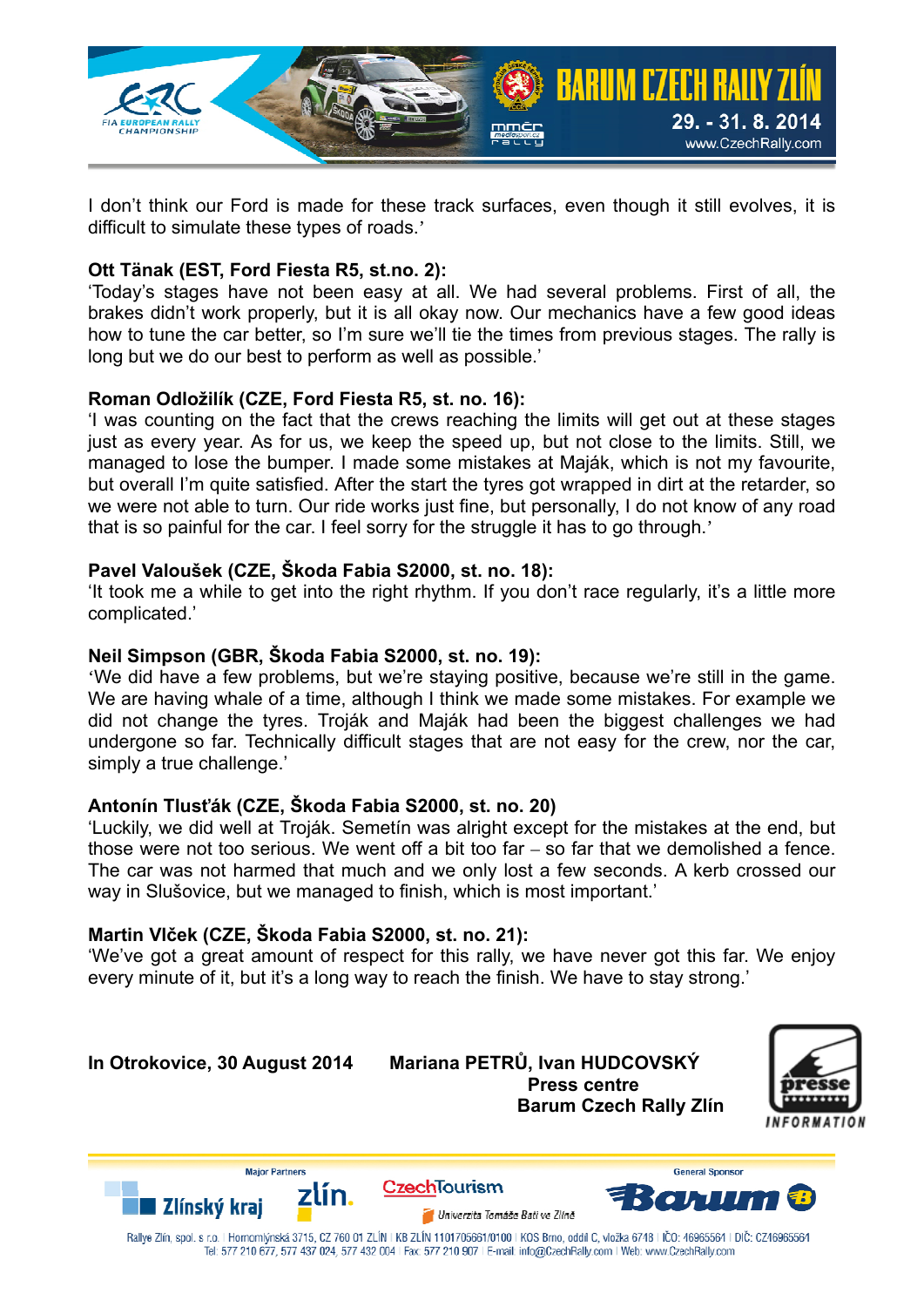I don't think our Ford is made for these track surfaces, even though it still evolves, it is difficult to simulate these types of roads.'

**Ott Tänak (EST, Ford Fiesta R5, st.no. 2):**
'Today's stages have not been easy at all. We had several problems. First of all, the brakes didn't work properly, but it is all okay now. Our mechanics have a few good ideas how to tune the car better, so I'm sure we'll tie the times from previous stages. The rally is long but we do our best to perform as well as possible.'

**Roman Odložilík (CZE, Ford Fiesta R5, st. no. 16):**
'I was counting on the fact that the crews reaching the limits will get out at these stages just as every year. As for us, we keep the speed up, but not close to the limits. Still, we managed to lose the bumper. I made some mistakes at Maják, which is not my favourite, but overall I'm quite satisfied. After the start the tyres got wrapped in dirt at the retarder, so we were not able to turn. Our ride works just fine, but personally, I do not know of any road that is so painful for the car. I feel sorry for the struggle it has to go through.'

**Pavel Valoušek (CZE, Škoda Fabia S2000, st. no. 18):**
'It took me a while to get into the right rhythm. If you don't race regularly, it's a little more complicated.'

**Neil Simpson (GBR, Škoda Fabia S2000, st. no. 19):**
'We did have a few problems, but we're staying positive, because we're still in the game. We are having whale of a time, although I think we made some mistakes. For example we did not change the tyres. Troják and Maják had been the biggest challenges we had undergone so far. Technically difficult stages that are not easy for the crew, nor the car, simply a true challenge.'

**Antonín Tlusťák (CZE, Škoda Fabia S2000, st. no. 20)**
'Luckily, we did well at Troják. Semetín was alright except for the mistakes at the end, but those were not too serious. We went off a bit too far – so far that we demolished a fence. The car was not harmed that much and we only lost a few seconds. A kerb crossed our way in Slušovice, but we managed to finish, which is most important.'

**Martin Vlček (CZE, Škoda Fabia S2000, st. no. 21):**
'We've got a great amount of respect for this rally, we have never got this far. We enjoy every minute of it, but it's a long way to reach the finish. We have to stay strong.'

**In Otrokovice, 30 August 2014**

**Mariana PETRŮ, Ivan HUDCOVSKÝ**
**Press centre**
**Barum Czech Rally Zlín**